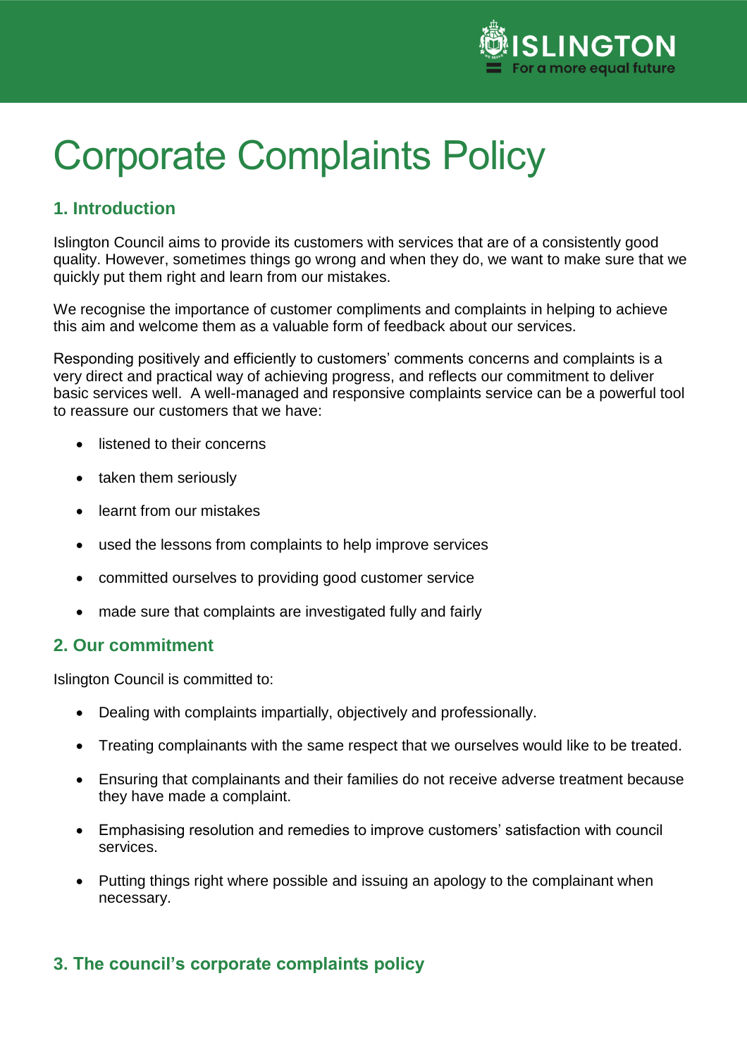# Corporate Complaints Policy

## 1. Introduction

Islington Council aims to provide its customers with services that are of a consistently good quality. However, sometimes things go wrong and when they do, we want to make sure that we quickly put them right and learn from our mistakes.

We recognise the importance of customer compliments and complaints in helping to achieve this aim and welcome them as a valuable form of feedback about our services.

Responding positively and efficiently to customers' comments concerns and complaints is a very direct and practical way of achieving progress, and reflects our commitment to deliver basic services well. A well-managed and responsive complaints service can be a powerful tool to reassure our customers that we have:

- listened to their concerns
- taken them seriously
- learnt from our mistakes
- used the lessons from complaints to help improve services
- committed ourselves to providing good customer service
- made sure that complaints are investigated fully and fairly

## 2. Our commitment

Islington Council is committed to:

- Dealing with complaints impartially, objectively and professionally.
- Treating complainants with the same respect that we ourselves would like to be treated.
- Ensuring that complainants and their families do not receive adverse treatment because they have made a complaint.
- Emphasising resolution and remedies to improve customers' satisfaction with council services.
- Putting things right where possible and issuing an apology to the complainant when necessary.

## 3. The council's corporate complaints policy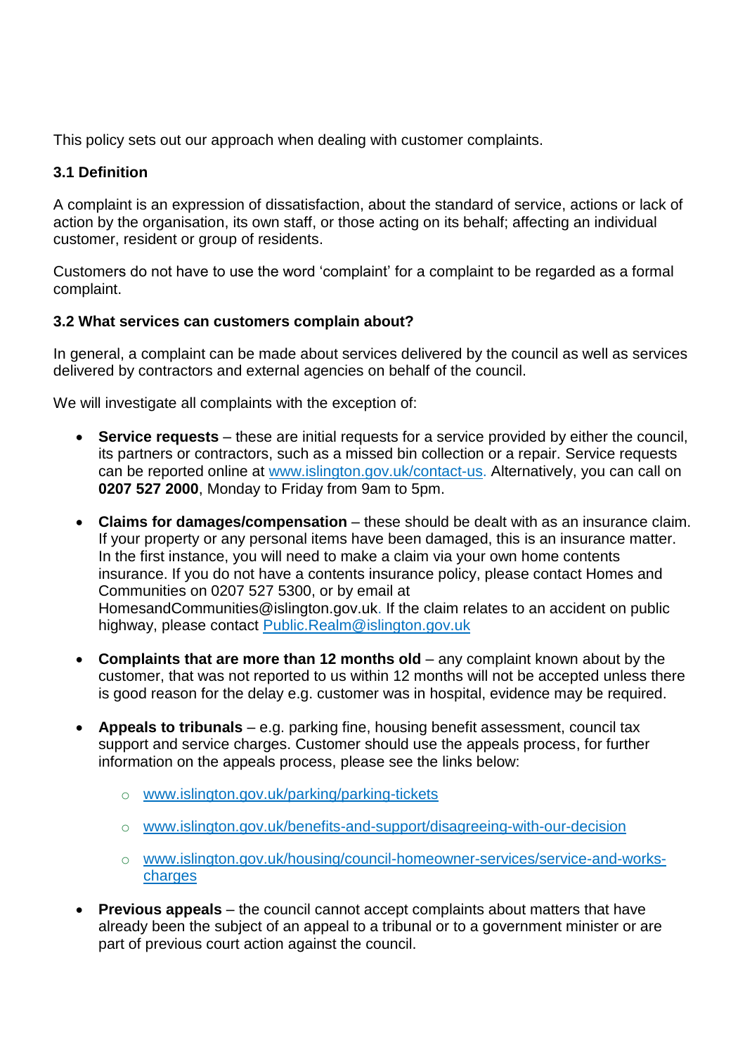This policy sets out our approach when dealing with customer complaints.

### 3.1 Definition

A complaint is an expression of dissatisfaction, about the standard of service, actions or lack of action by the organisation, its own staff, or those acting on its behalf; affecting an individual customer, resident or group of residents.

Customers do not have to use the word 'complaint' for a complaint to be regarded as a formal complaint.

### 3.2 What services can customers complain about?

In general, a complaint can be made about services delivered by the council as well as services delivered by contractors and external agencies on behalf of the council.

We will investigate all complaints with the exception of:

- **Service requests** – these are initial requests for a service provided by either the council, its partners or contractors, such as a missed bin collection or a repair. Service requests can be reported online at www.islington.gov.uk/contact-us. Alternatively, you can call on **0207 527 2000**, Monday to Friday from 9am to 5pm.

- **Claims for damages/compensation** – these should be dealt with as an insurance claim. If your property or any personal items have been damaged, this is an insurance matter. In the first instance, you will need to make a claim via your own home contents insurance. If you do not have a contents insurance policy, please contact Homes and Communities on 0207 527 5300, or by email at HomesandCommunities@islington.gov.uk. If the claim relates to an accident on public highway, please contact Public.Realm@islington.gov.uk

- **Complaints that are more than 12 months old** – any complaint known about by the customer, that was not reported to us within 12 months will not be accepted unless there is good reason for the delay e.g. customer was in hospital, evidence may be required.

- **Appeals to tribunals** – e.g. parking fine, housing benefit assessment, council tax support and service charges. Customer should use the appeals process, for further information on the appeals process, please see the links below:
  - www.islington.gov.uk/parking/parking-tickets
  - www.islington.gov.uk/benefits-and-support/disagreeing-with-our-decision
  - www.islington.gov.uk/housing/council-homeowner-services/service-and-works-charges

- **Previous appeals** – the council cannot accept complaints about matters that have already been the subject of an appeal to a tribunal or to a government minister or are part of previous court action against the council.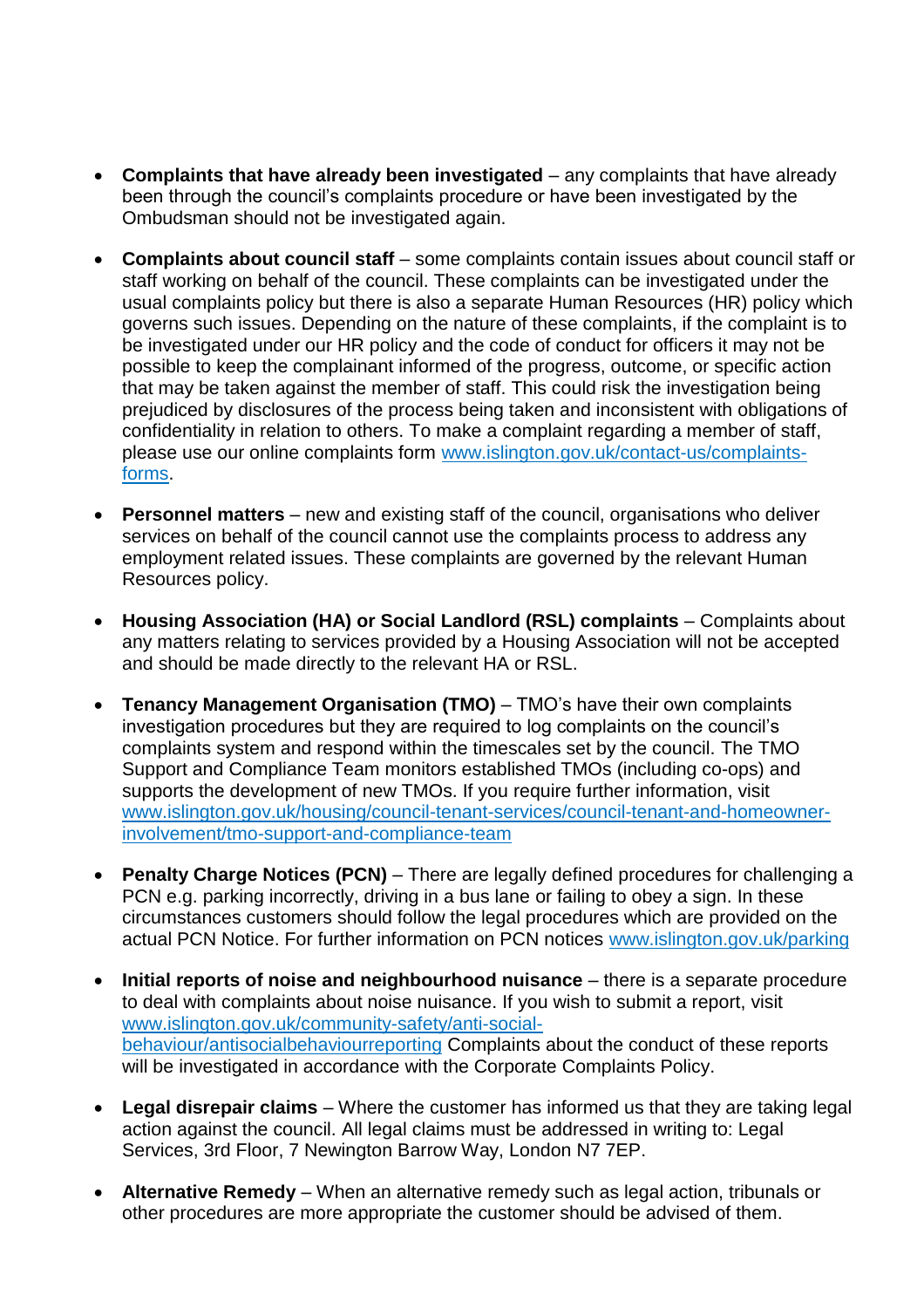- **Complaints that have already been investigated** – any complaints that have already been through the council's complaints procedure or have been investigated by the Ombudsman should not be investigated again.

- **Complaints about council staff** – some complaints contain issues about council staff or staff working on behalf of the council. These complaints can be investigated under the usual complaints policy but there is also a separate Human Resources (HR) policy which governs such issues. Depending on the nature of these complaints, if the complaint is to be investigated under our HR policy and the code of conduct for officers it may not be possible to keep the complainant informed of the progress, outcome, or specific action that may be taken against the member of staff. This could risk the investigation being prejudiced by disclosures of the process being taken and inconsistent with obligations of confidentiality in relation to others. To make a complaint regarding a member of staff, please use our online complaints form [www.islington.gov.uk/contact-us/complaints-forms](www.islington.gov.uk/contact-us/complaints-forms).

- **Personnel matters** – new and existing staff of the council, organisations who deliver services on behalf of the council cannot use the complaints process to address any employment related issues. These complaints are governed by the relevant Human Resources policy.

- **Housing Association (HA) or Social Landlord (RSL) complaints** – Complaints about any matters relating to services provided by a Housing Association will not be accepted and should be made directly to the relevant HA or RSL.

- **Tenancy Management Organisation (TMO)** – TMO's have their own complaints investigation procedures but they are required to log complaints on the council's complaints system and respond within the timescales set by the council. The TMO Support and Compliance Team monitors established TMOs (including co-ops) and supports the development of new TMOs. If you require further information, visit [www.islington.gov.uk/housing/council-tenant-services/council-tenant-and-homeowner-involvement/tmo-support-and-compliance-team](www.islington.gov.uk/housing/council-tenant-services/council-tenant-and-homeowner-involvement/tmo-support-and-compliance-team)

- **Penalty Charge Notices (PCN)** – There are legally defined procedures for challenging a PCN e.g. parking incorrectly, driving in a bus lane or failing to obey a sign. In these circumstances customers should follow the legal procedures which are provided on the actual PCN Notice. For further information on PCN notices [www.islington.gov.uk/parking](www.islington.gov.uk/parking)

- **Initial reports of noise and neighbourhood nuisance** – there is a separate procedure to deal with complaints about noise nuisance. If you wish to submit a report, visit [www.islington.gov.uk/community-safety/anti-social-behaviour/antisocialbehaviourreporting](www.islington.gov.uk/community-safety/anti-social-behaviour/antisocialbehaviourreporting) Complaints about the conduct of these reports will be investigated in accordance with the Corporate Complaints Policy.

- **Legal disrepair claims** – Where the customer has informed us that they are taking legal action against the council. All legal claims must be addressed in writing to: Legal Services, 3rd Floor, 7 Newington Barrow Way, London N7 7EP.

- **Alternative Remedy** – When an alternative remedy such as legal action, tribunals or other procedures are more appropriate the customer should be advised of them.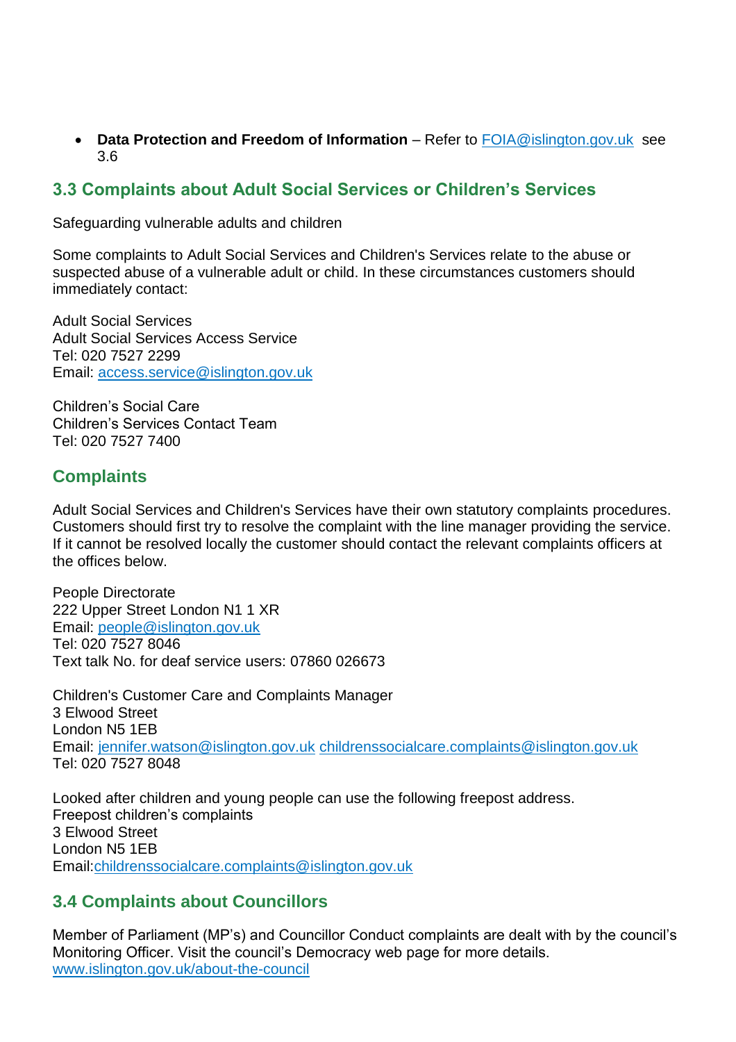- **Data Protection and Freedom of Information** – Refer to FOIA@islington.gov.uk see 3.6

## 3.3 Complaints about Adult Social Services or Children's Services

Safeguarding vulnerable adults and children

Some complaints to Adult Social Services and Children's Services relate to the abuse or suspected abuse of a vulnerable adult or child. In these circumstances customers should immediately contact:

Adult Social Services
Adult Social Services Access Service
Tel: 020 7527 2299
Email: access.service@islington.gov.uk

Children's Social Care
Children's Services Contact Team
Tel: 020 7527 7400

## Complaints

Adult Social Services and Children's Services have their own statutory complaints procedures. Customers should first try to resolve the complaint with the line manager providing the service. If it cannot be resolved locally the customer should contact the relevant complaints officers at the offices below.

People Directorate
222 Upper Street London N1 1 XR
Email: people@islington.gov.uk
Tel: 020 7527 8046
Text talk No. for deaf service users: 07860 026673

Children's Customer Care and Complaints Manager
3 Elwood Street
London N5 1EB
Email: jennifer.watson@islington.gov.uk childrenssocialcare.complaints@islington.gov.uk
Tel: 020 7527 8048

Looked after children and young people can use the following freepost address.
Freepost children's complaints
3 Elwood Street
London N5 1EB
Email:childrenssocialcare.complaints@islington.gov.uk

## 3.4 Complaints about Councillors

Member of Parliament (MP's) and Councillor Conduct complaints are dealt with by the council's Monitoring Officer. Visit the council's Democracy web page for more details.
www.islington.gov.uk/about-the-council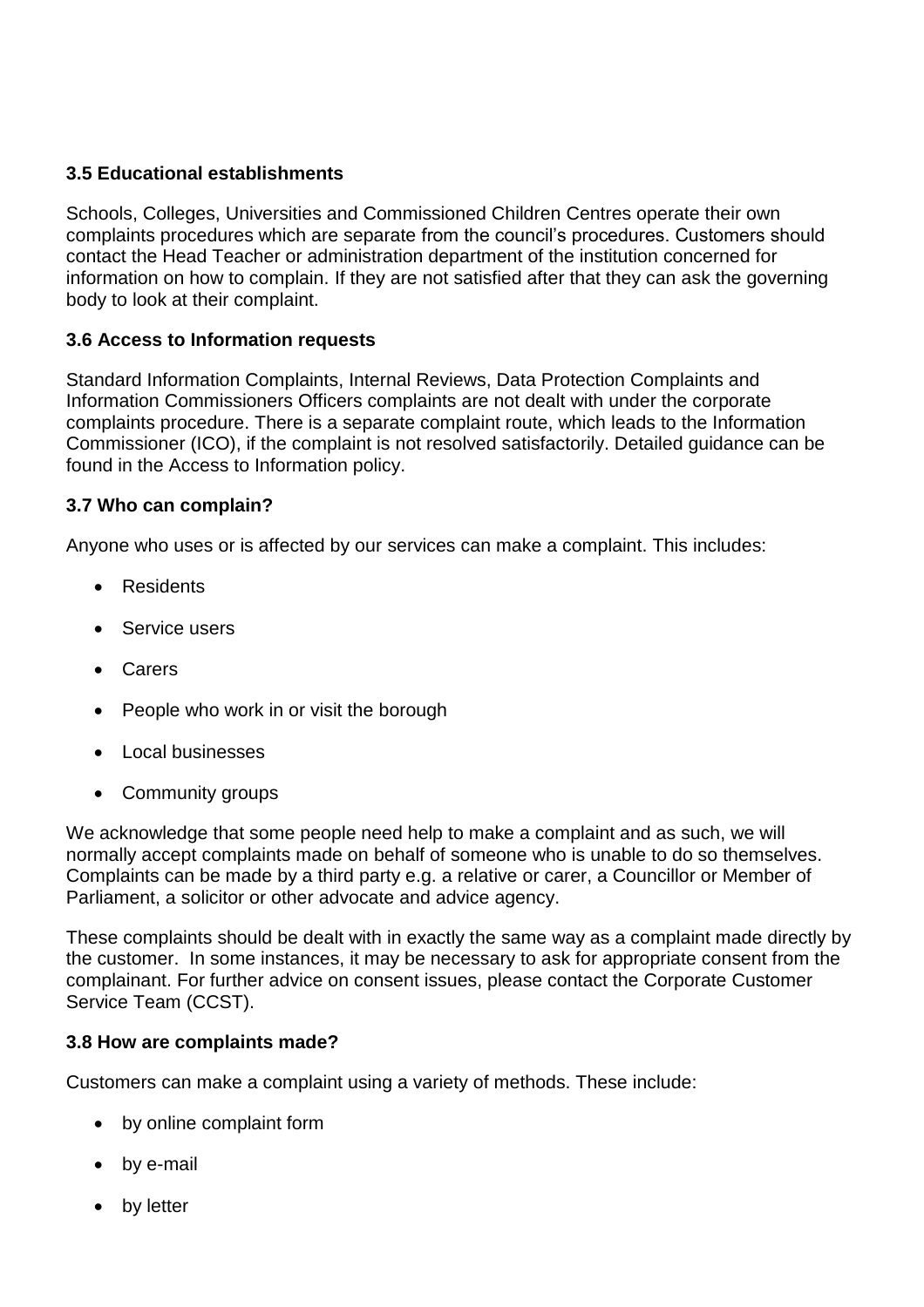### 3.5 Educational establishments

Schools, Colleges, Universities and Commissioned Children Centres operate their own complaints procedures which are separate from the council's procedures. Customers should contact the Head Teacher or administration department of the institution concerned for information on how to complain. If they are not satisfied after that they can ask the governing body to look at their complaint.

### 3.6 Access to Information requests

Standard Information Complaints, Internal Reviews, Data Protection Complaints and Information Commissioners Officers complaints are not dealt with under the corporate complaints procedure. There is a separate complaint route, which leads to the Information Commissioner (ICO), if the complaint is not resolved satisfactorily. Detailed guidance can be found in the Access to Information policy.

### 3.7 Who can complain?

Anyone who uses or is affected by our services can make a complaint. This includes:

- Residents
- Service users
- Carers
- People who work in or visit the borough
- Local businesses
- Community groups

We acknowledge that some people need help to make a complaint and as such, we will normally accept complaints made on behalf of someone who is unable to do so themselves. Complaints can be made by a third party e.g. a relative or carer, a Councillor or Member of Parliament, a solicitor or other advocate and advice agency.

These complaints should be dealt with in exactly the same way as a complaint made directly by the customer. In some instances, it may be necessary to ask for appropriate consent from the complainant. For further advice on consent issues, please contact the Corporate Customer Service Team (CCST).

### 3.8 How are complaints made?

Customers can make a complaint using a variety of methods. These include:

- by online complaint form
- by e-mail
- by letter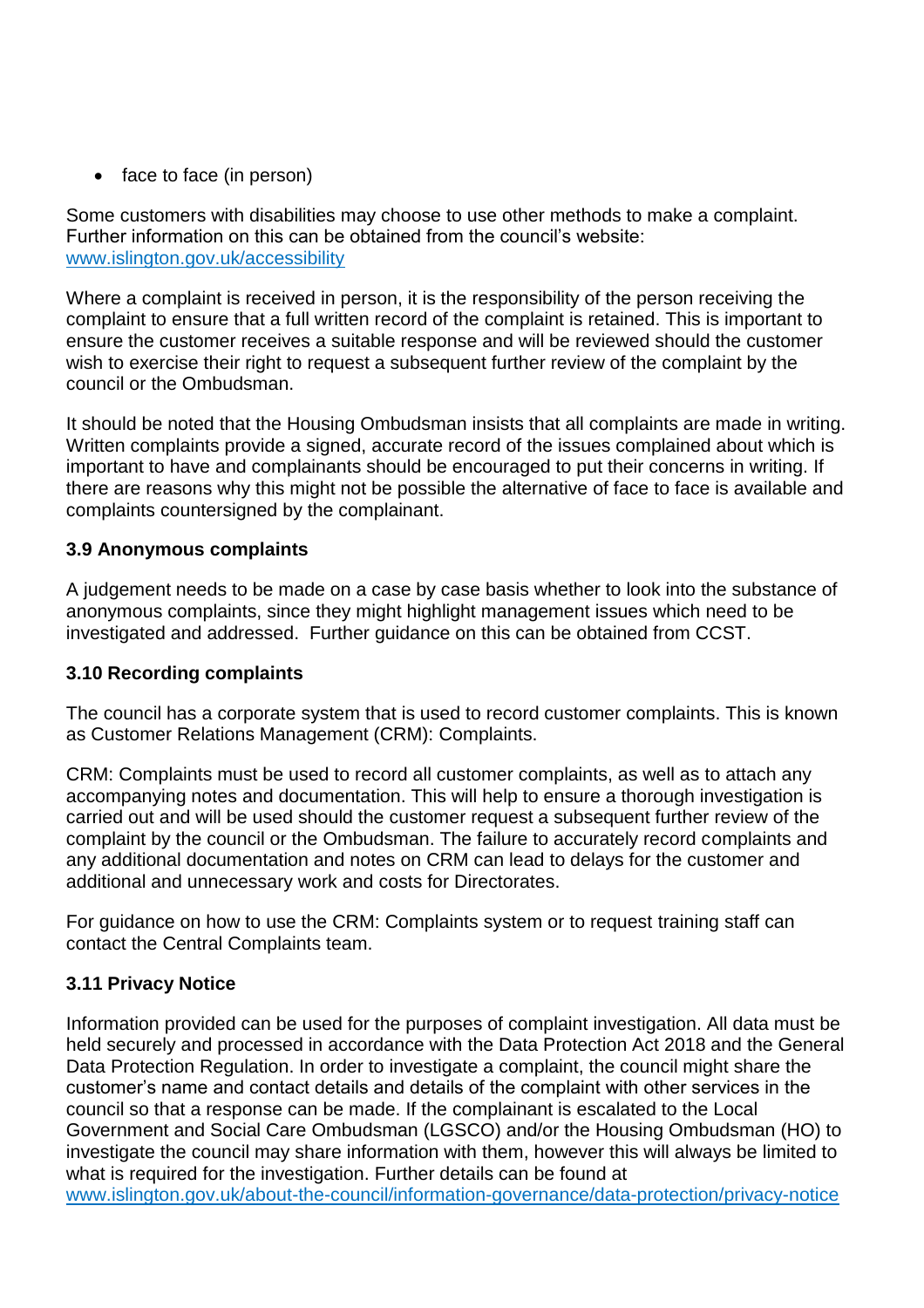- face to face (in person)

Some customers with disabilities may choose to use other methods to make a complaint. Further information on this can be obtained from the council's website: [www.islington.gov.uk/accessibility](http://www.islington.gov.uk/accessibility)

Where a complaint is received in person, it is the responsibility of the person receiving the complaint to ensure that a full written record of the complaint is retained. This is important to ensure the customer receives a suitable response and will be reviewed should the customer wish to exercise their right to request a subsequent further review of the complaint by the council or the Ombudsman.

It should be noted that the Housing Ombudsman insists that all complaints are made in writing. Written complaints provide a signed, accurate record of the issues complained about which is important to have and complainants should be encouraged to put their concerns in writing. If there are reasons why this might not be possible the alternative of face to face is available and complaints countersigned by the complainant.

**3.9 Anonymous complaints**

A judgement needs to be made on a case by case basis whether to look into the substance of anonymous complaints, since they might highlight management issues which need to be investigated and addressed. Further guidance on this can be obtained from CCST.

**3.10 Recording complaints**

The council has a corporate system that is used to record customer complaints. This is known as Customer Relations Management (CRM): Complaints.

CRM: Complaints must be used to record all customer complaints, as well as to attach any accompanying notes and documentation. This will help to ensure a thorough investigation is carried out and will be used should the customer request a subsequent further review of the complaint by the council or the Ombudsman. The failure to accurately record complaints and any additional documentation and notes on CRM can lead to delays for the customer and additional and unnecessary work and costs for Directorates.

For guidance on how to use the CRM: Complaints system or to request training staff can contact the Central Complaints team.

**3.11 Privacy Notice**

Information provided can be used for the purposes of complaint investigation. All data must be held securely and processed in accordance with the Data Protection Act 2018 and the General Data Protection Regulation. In order to investigate a complaint, the council might share the customer's name and contact details and details of the complaint with other services in the council so that a response can be made. If the complainant is escalated to the Local Government and Social Care Ombudsman (LGSCO) and/or the Housing Ombudsman (HO) to investigate the council may share information with them, however this will always be limited to what is required for the investigation. Further details can be found at [www.islington.gov.uk/about-the-council/information-governance/data-protection/privacy-notice](http://www.islington.gov.uk/about-the-council/information-governance/data-protection/privacy-notice)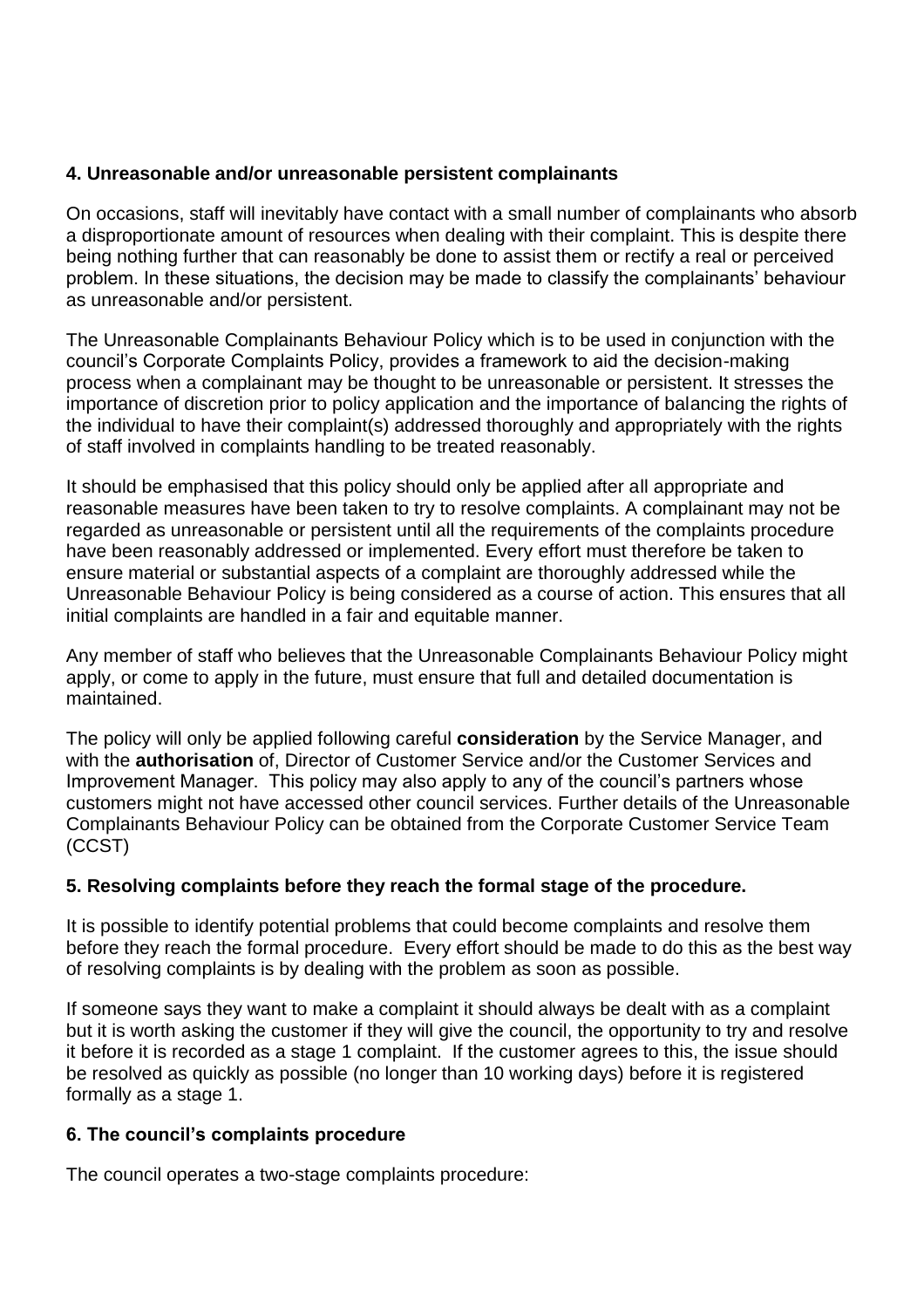## 4. Unreasonable and/or unreasonable persistent complainants

On occasions, staff will inevitably have contact with a small number of complainants who absorb a disproportionate amount of resources when dealing with their complaint. This is despite there being nothing further that can reasonably be done to assist them or rectify a real or perceived problem. In these situations, the decision may be made to classify the complainants' behaviour as unreasonable and/or persistent.

The Unreasonable Complainants Behaviour Policy which is to be used in conjunction with the council's Corporate Complaints Policy, provides a framework to aid the decision-making process when a complainant may be thought to be unreasonable or persistent. It stresses the importance of discretion prior to policy application and the importance of balancing the rights of the individual to have their complaint(s) addressed thoroughly and appropriately with the rights of staff involved in complaints handling to be treated reasonably.

It should be emphasised that this policy should only be applied after all appropriate and reasonable measures have been taken to try to resolve complaints. A complainant may not be regarded as unreasonable or persistent until all the requirements of the complaints procedure have been reasonably addressed or implemented. Every effort must therefore be taken to ensure material or substantial aspects of a complaint are thoroughly addressed while the Unreasonable Behaviour Policy is being considered as a course of action. This ensures that all initial complaints are handled in a fair and equitable manner.

Any member of staff who believes that the Unreasonable Complainants Behaviour Policy might apply, or come to apply in the future, must ensure that full and detailed documentation is maintained.

The policy will only be applied following careful **consideration** by the Service Manager, and with the **authorisation** of, Director of Customer Service and/or the Customer Services and Improvement Manager. This policy may also apply to any of the council's partners whose customers might not have accessed other council services. Further details of the Unreasonable Complainants Behaviour Policy can be obtained from the Corporate Customer Service Team (CCST)

## 5. Resolving complaints before they reach the formal stage of the procedure.

It is possible to identify potential problems that could become complaints and resolve them before they reach the formal procedure. Every effort should be made to do this as the best way of resolving complaints is by dealing with the problem as soon as possible.

If someone says they want to make a complaint it should always be dealt with as a complaint but it is worth asking the customer if they will give the council, the opportunity to try and resolve it before it is recorded as a stage 1 complaint. If the customer agrees to this, the issue should be resolved as quickly as possible (no longer than 10 working days) before it is registered formally as a stage 1.

## 6. The council's complaints procedure

The council operates a two-stage complaints procedure: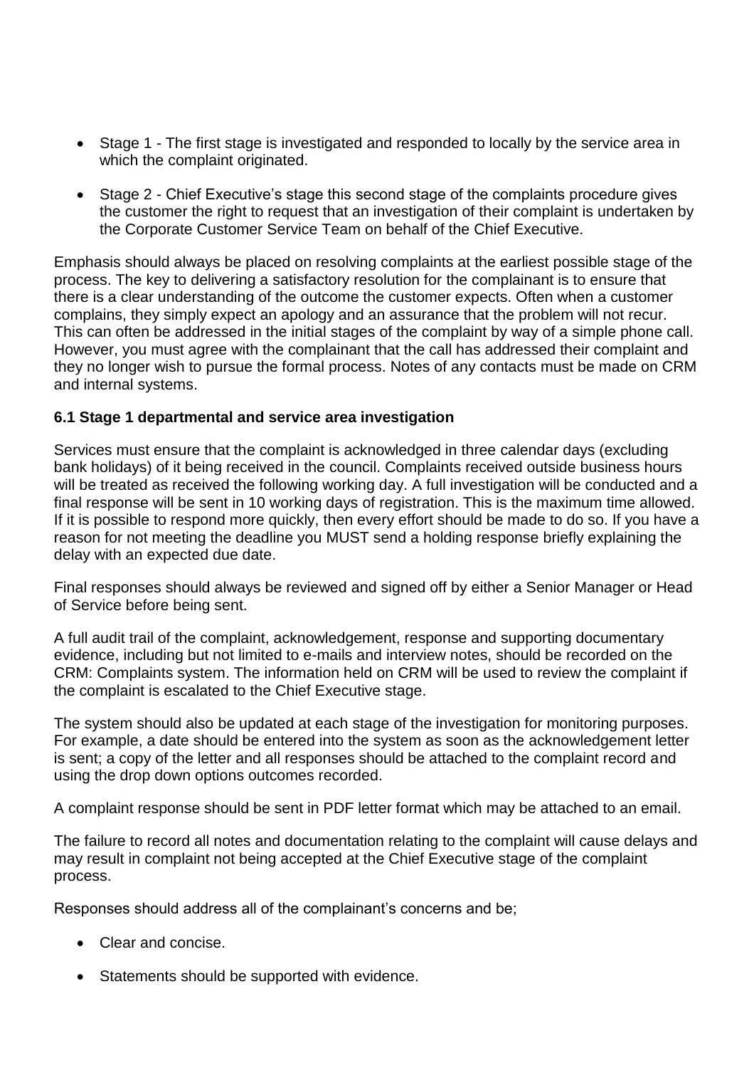- Stage 1 - The first stage is investigated and responded to locally by the service area in which the complaint originated.
- Stage 2 - Chief Executive's stage this second stage of the complaints procedure gives the customer the right to request that an investigation of their complaint is undertaken by the Corporate Customer Service Team on behalf of the Chief Executive.

Emphasis should always be placed on resolving complaints at the earliest possible stage of the process. The key to delivering a satisfactory resolution for the complainant is to ensure that there is a clear understanding of the outcome the customer expects. Often when a customer complains, they simply expect an apology and an assurance that the problem will not recur. This can often be addressed in the initial stages of the complaint by way of a simple phone call. However, you must agree with the complainant that the call has addressed their complaint and they no longer wish to pursue the formal process. Notes of any contacts must be made on CRM and internal systems.

### 6.1 Stage 1 departmental and service area investigation

Services must ensure that the complaint is acknowledged in three calendar days (excluding bank holidays) of it being received in the council. Complaints received outside business hours will be treated as received the following working day. A full investigation will be conducted and a final response will be sent in 10 working days of registration. This is the maximum time allowed. If it is possible to respond more quickly, then every effort should be made to do so. If you have a reason for not meeting the deadline you MUST send a holding response briefly explaining the delay with an expected due date.

Final responses should always be reviewed and signed off by either a Senior Manager or Head of Service before being sent.

A full audit trail of the complaint, acknowledgement, response and supporting documentary evidence, including but not limited to e-mails and interview notes, should be recorded on the CRM: Complaints system. The information held on CRM will be used to review the complaint if the complaint is escalated to the Chief Executive stage.

The system should also be updated at each stage of the investigation for monitoring purposes. For example, a date should be entered into the system as soon as the acknowledgement letter is sent; a copy of the letter and all responses should be attached to the complaint record and using the drop down options outcomes recorded.

A complaint response should be sent in PDF letter format which may be attached to an email.

The failure to record all notes and documentation relating to the complaint will cause delays and may result in complaint not being accepted at the Chief Executive stage of the complaint process.

Responses should address all of the complainant's concerns and be;

- Clear and concise.
- Statements should be supported with evidence.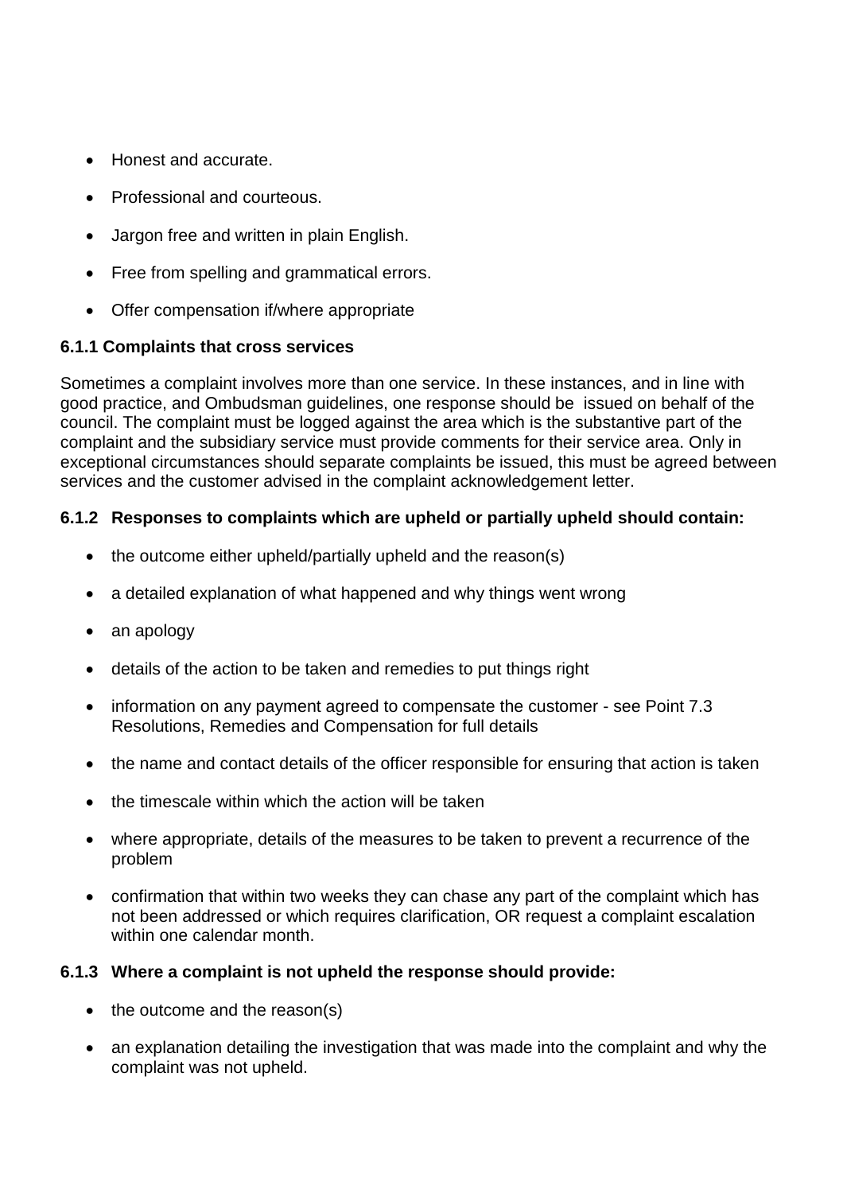- Honest and accurate.
- Professional and courteous.
- Jargon free and written in plain English.
- Free from spelling and grammatical errors.
- Offer compensation if/where appropriate

#### 6.1.1 Complaints that cross services

Sometimes a complaint involves more than one service. In these instances, and in line with good practice, and Ombudsman guidelines, one response should be issued on behalf of the council. The complaint must be logged against the area which is the substantive part of the complaint and the subsidiary service must provide comments for their service area. Only in exceptional circumstances should separate complaints be issued, this must be agreed between services and the customer advised in the complaint acknowledgement letter.

#### 6.1.2 Responses to complaints which are upheld or partially upheld should contain:

- the outcome either upheld/partially upheld and the reason(s)
- a detailed explanation of what happened and why things went wrong
- an apology
- details of the action to be taken and remedies to put things right
- information on any payment agreed to compensate the customer - see Point 7.3 Resolutions, Remedies and Compensation for full details
- the name and contact details of the officer responsible for ensuring that action is taken
- the timescale within which the action will be taken
- where appropriate, details of the measures to be taken to prevent a recurrence of the problem
- confirmation that within two weeks they can chase any part of the complaint which has not been addressed or which requires clarification, OR request a complaint escalation within one calendar month.

#### 6.1.3 Where a complaint is not upheld the response should provide:

- the outcome and the reason(s)
- an explanation detailing the investigation that was made into the complaint and why the complaint was not upheld.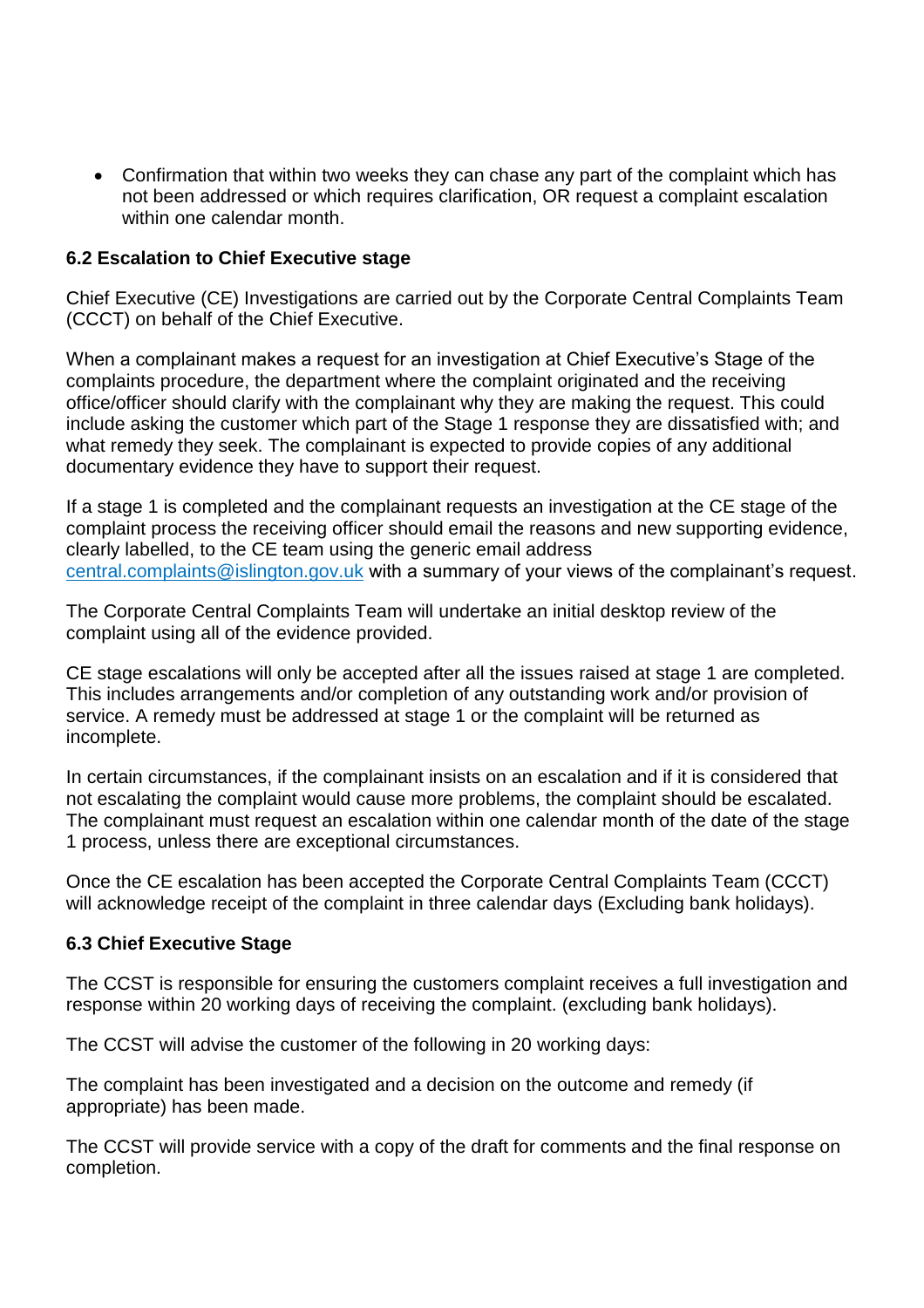- Confirmation that within two weeks they can chase any part of the complaint which has not been addressed or which requires clarification, OR request a complaint escalation within one calendar month.

### 6.2 Escalation to Chief Executive stage

Chief Executive (CE) Investigations are carried out by the Corporate Central Complaints Team (CCCT) on behalf of the Chief Executive.

When a complainant makes a request for an investigation at Chief Executive's Stage of the complaints procedure, the department where the complaint originated and the receiving office/officer should clarify with the complainant why they are making the request. This could include asking the customer which part of the Stage 1 response they are dissatisfied with; and what remedy they seek. The complainant is expected to provide copies of any additional documentary evidence they have to support their request.

If a stage 1 is completed and the complainant requests an investigation at the CE stage of the complaint process the receiving officer should email the reasons and new supporting evidence, clearly labelled, to the CE team using the generic email address central.complaints@islington.gov.uk with a summary of your views of the complainant's request.

The Corporate Central Complaints Team will undertake an initial desktop review of the complaint using all of the evidence provided.

CE stage escalations will only be accepted after all the issues raised at stage 1 are completed. This includes arrangements and/or completion of any outstanding work and/or provision of service. A remedy must be addressed at stage 1 or the complaint will be returned as incomplete.

In certain circumstances, if the complainant insists on an escalation and if it is considered that not escalating the complaint would cause more problems, the complaint should be escalated. The complainant must request an escalation within one calendar month of the date of the stage 1 process, unless there are exceptional circumstances.

Once the CE escalation has been accepted the Corporate Central Complaints Team (CCCT) will acknowledge receipt of the complaint in three calendar days (Excluding bank holidays).

### 6.3 Chief Executive Stage

The CCST is responsible for ensuring the customers complaint receives a full investigation and response within 20 working days of receiving the complaint. (excluding bank holidays).

The CCST will advise the customer of the following in 20 working days:

The complaint has been investigated and a decision on the outcome and remedy (if appropriate) has been made.

The CCST will provide service with a copy of the draft for comments and the final response on completion.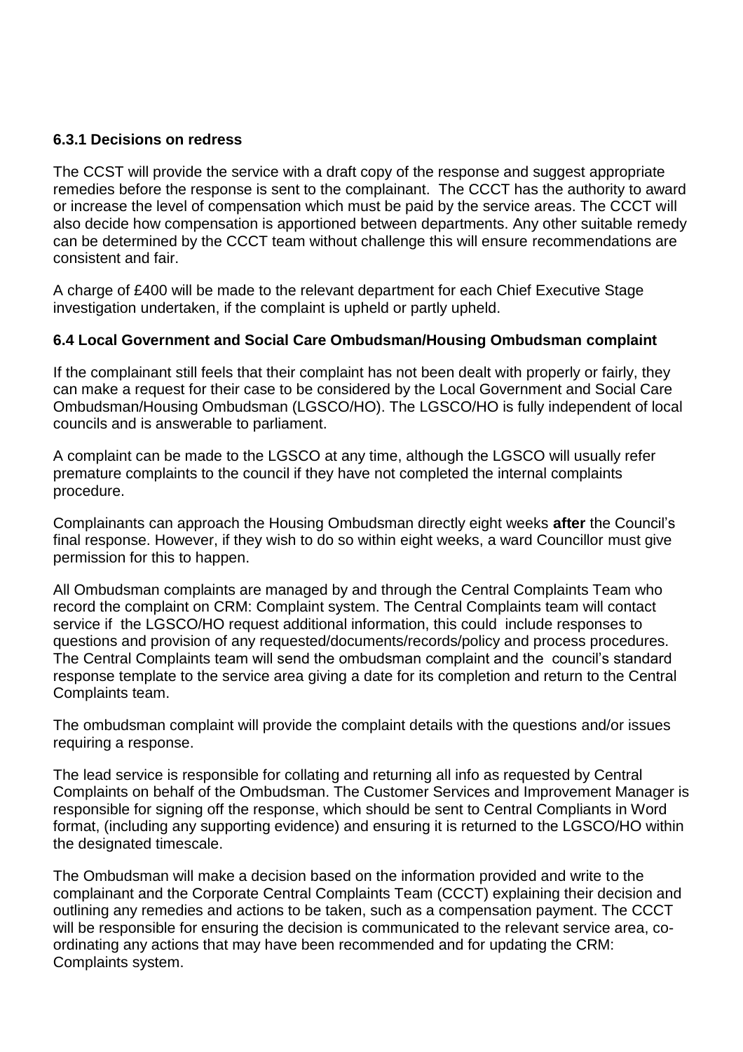### 6.3.1 Decisions on redress

The CCST will provide the service with a draft copy of the response and suggest appropriate remedies before the response is sent to the complainant. The CCCT has the authority to award or increase the level of compensation which must be paid by the service areas. The CCCT will also decide how compensation is apportioned between departments. Any other suitable remedy can be determined by the CCCT team without challenge this will ensure recommendations are consistent and fair.

A charge of £400 will be made to the relevant department for each Chief Executive Stage investigation undertaken, if the complaint is upheld or partly upheld.

### 6.4 Local Government and Social Care Ombudsman/Housing Ombudsman complaint

If the complainant still feels that their complaint has not been dealt with properly or fairly, they can make a request for their case to be considered by the Local Government and Social Care Ombudsman/Housing Ombudsman (LGSCO/HO). The LGSCO/HO is fully independent of local councils and is answerable to parliament.

A complaint can be made to the LGSCO at any time, although the LGSCO will usually refer premature complaints to the council if they have not completed the internal complaints procedure.

Complainants can approach the Housing Ombudsman directly eight weeks **after** the Council's final response. However, if they wish to do so within eight weeks, a ward Councillor must give permission for this to happen.

All Ombudsman complaints are managed by and through the Central Complaints Team who record the complaint on CRM: Complaint system. The Central Complaints team will contact service if the LGSCO/HO request additional information, this could include responses to questions and provision of any requested/documents/records/policy and process procedures. The Central Complaints team will send the ombudsman complaint and the council's standard response template to the service area giving a date for its completion and return to the Central Complaints team.

The ombudsman complaint will provide the complaint details with the questions and/or issues requiring a response.

The lead service is responsible for collating and returning all info as requested by Central Complaints on behalf of the Ombudsman. The Customer Services and Improvement Manager is responsible for signing off the response, which should be sent to Central Compliants in Word format, (including any supporting evidence) and ensuring it is returned to the LGSCO/HO within the designated timescale.

The Ombudsman will make a decision based on the information provided and write to the complainant and the Corporate Central Complaints Team (CCCT) explaining their decision and outlining any remedies and actions to be taken, such as a compensation payment. The CCCT will be responsible for ensuring the decision is communicated to the relevant service area, co-ordinating any actions that may have been recommended and for updating the CRM: Complaints system.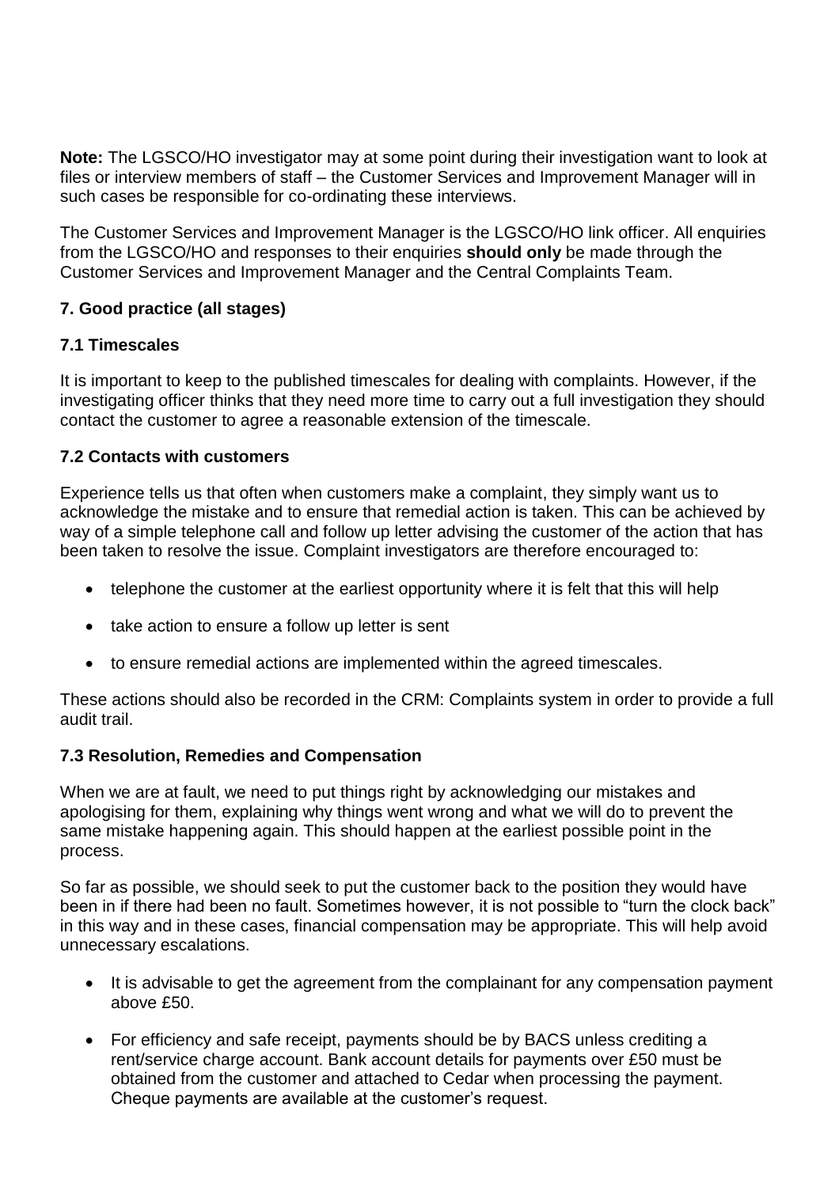**Note:** The LGSCO/HO investigator may at some point during their investigation want to look at files or interview members of staff – the Customer Services and Improvement Manager will in such cases be responsible for co-ordinating these interviews.

The Customer Services and Improvement Manager is the LGSCO/HO link officer. All enquiries from the LGSCO/HO and responses to their enquiries **should only** be made through the Customer Services and Improvement Manager and the Central Complaints Team.

### 7. Good practice (all stages)

#### 7.1 Timescales

It is important to keep to the published timescales for dealing with complaints. However, if the investigating officer thinks that they need more time to carry out a full investigation they should contact the customer to agree a reasonable extension of the timescale.

#### 7.2 Contacts with customers

Experience tells us that often when customers make a complaint, they simply want us to acknowledge the mistake and to ensure that remedial action is taken. This can be achieved by way of a simple telephone call and follow up letter advising the customer of the action that has been taken to resolve the issue. Complaint investigators are therefore encouraged to:

- telephone the customer at the earliest opportunity where it is felt that this will help
- take action to ensure a follow up letter is sent
- to ensure remedial actions are implemented within the agreed timescales.

These actions should also be recorded in the CRM: Complaints system in order to provide a full audit trail.

#### 7.3 Resolution, Remedies and Compensation

When we are at fault, we need to put things right by acknowledging our mistakes and apologising for them, explaining why things went wrong and what we will do to prevent the same mistake happening again. This should happen at the earliest possible point in the process.

So far as possible, we should seek to put the customer back to the position they would have been in if there had been no fault. Sometimes however, it is not possible to "turn the clock back" in this way and in these cases, financial compensation may be appropriate. This will help avoid unnecessary escalations.

- It is advisable to get the agreement from the complainant for any compensation payment above £50.
- For efficiency and safe receipt, payments should be by BACS unless crediting a rent/service charge account. Bank account details for payments over £50 must be obtained from the customer and attached to Cedar when processing the payment. Cheque payments are available at the customer's request.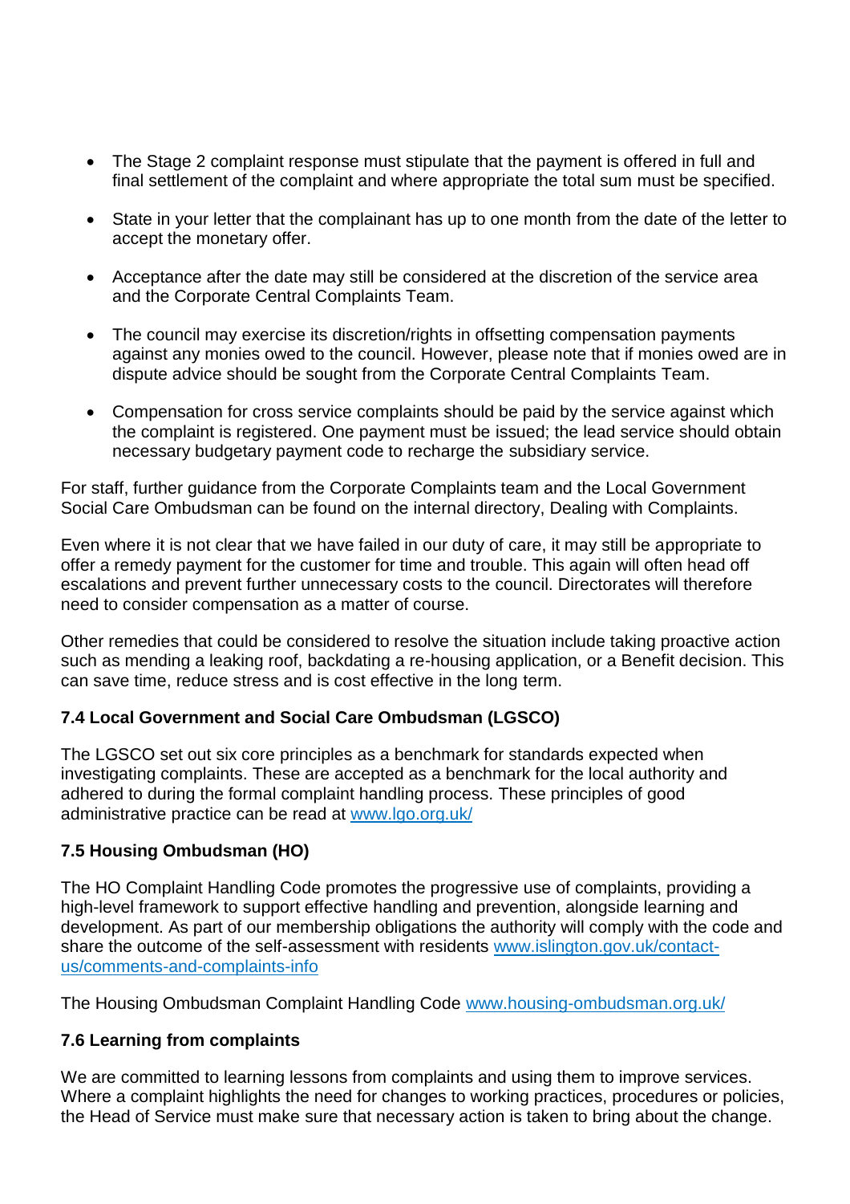- The Stage 2 complaint response must stipulate that the payment is offered in full and final settlement of the complaint and where appropriate the total sum must be specified.

- State in your letter that the complainant has up to one month from the date of the letter to accept the monetary offer.

- Acceptance after the date may still be considered at the discretion of the service area and the Corporate Central Complaints Team.

- The council may exercise its discretion/rights in offsetting compensation payments against any monies owed to the council. However, please note that if monies owed are in dispute advice should be sought from the Corporate Central Complaints Team.

- Compensation for cross service complaints should be paid by the service against which the complaint is registered. One payment must be issued; the lead service should obtain necessary budgetary payment code to recharge the subsidiary service.

For staff, further guidance from the Corporate Complaints team and the Local Government Social Care Ombudsman can be found on the internal directory, Dealing with Complaints.

Even where it is not clear that we have failed in our duty of care, it may still be appropriate to offer a remedy payment for the customer for time and trouble. This again will often head off escalations and prevent further unnecessary costs to the council. Directorates will therefore need to consider compensation as a matter of course.

Other remedies that could be considered to resolve the situation include taking proactive action such as mending a leaking roof, backdating a re-housing application, or a Benefit decision. This can save time, reduce stress and is cost effective in the long term.

### 7.4 Local Government and Social Care Ombudsman (LGSCO)

The LGSCO set out six core principles as a benchmark for standards expected when investigating complaints. These are accepted as a benchmark for the local authority and adhered to during the formal complaint handling process. These principles of good administrative practice can be read at [www.lgo.org.uk/](www.lgo.org.uk/)

### 7.5 Housing Ombudsman (HO)

The HO Complaint Handling Code promotes the progressive use of complaints, providing a high-level framework to support effective handling and prevention, alongside learning and development. As part of our membership obligations the authority will comply with the code and share the outcome of the self-assessment with residents [www.islington.gov.uk/contact-us/comments-and-complaints-info](www.islington.gov.uk/contact-us/comments-and-complaints-info)

The Housing Ombudsman Complaint Handling Code [www.housing-ombudsman.org.uk/](www.housing-ombudsman.org.uk/)

### 7.6 Learning from complaints

We are committed to learning lessons from complaints and using them to improve services. Where a complaint highlights the need for changes to working practices, procedures or policies, the Head of Service must make sure that necessary action is taken to bring about the change.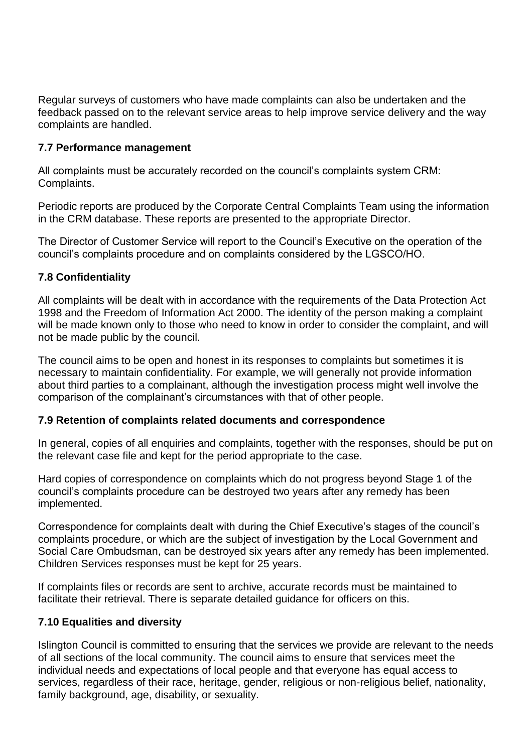Regular surveys of customers who have made complaints can also be undertaken and the feedback passed on to the relevant service areas to help improve service delivery and the way complaints are handled.

### 7.7 Performance management

All complaints must be accurately recorded on the council's complaints system CRM: Complaints.

Periodic reports are produced by the Corporate Central Complaints Team using the information in the CRM database. These reports are presented to the appropriate Director.

The Director of Customer Service will report to the Council's Executive on the operation of the council's complaints procedure and on complaints considered by the LGSCO/HO.

### 7.8 Confidentiality

All complaints will be dealt with in accordance with the requirements of the Data Protection Act 1998 and the Freedom of Information Act 2000. The identity of the person making a complaint will be made known only to those who need to know in order to consider the complaint, and will not be made public by the council.

The council aims to be open and honest in its responses to complaints but sometimes it is necessary to maintain confidentiality. For example, we will generally not provide information about third parties to a complainant, although the investigation process might well involve the comparison of the complainant's circumstances with that of other people.

### 7.9 Retention of complaints related documents and correspondence

In general, copies of all enquiries and complaints, together with the responses, should be put on the relevant case file and kept for the period appropriate to the case.

Hard copies of correspondence on complaints which do not progress beyond Stage 1 of the council's complaints procedure can be destroyed two years after any remedy has been implemented.

Correspondence for complaints dealt with during the Chief Executive's stages of the council's complaints procedure, or which are the subject of investigation by the Local Government and Social Care Ombudsman, can be destroyed six years after any remedy has been implemented. Children Services responses must be kept for 25 years.

If complaints files or records are sent to archive, accurate records must be maintained to facilitate their retrieval. There is separate detailed guidance for officers on this.

### 7.10 Equalities and diversity

Islington Council is committed to ensuring that the services we provide are relevant to the needs of all sections of the local community. The council aims to ensure that services meet the individual needs and expectations of local people and that everyone has equal access to services, regardless of their race, heritage, gender, religious or non-religious belief, nationality, family background, age, disability, or sexuality.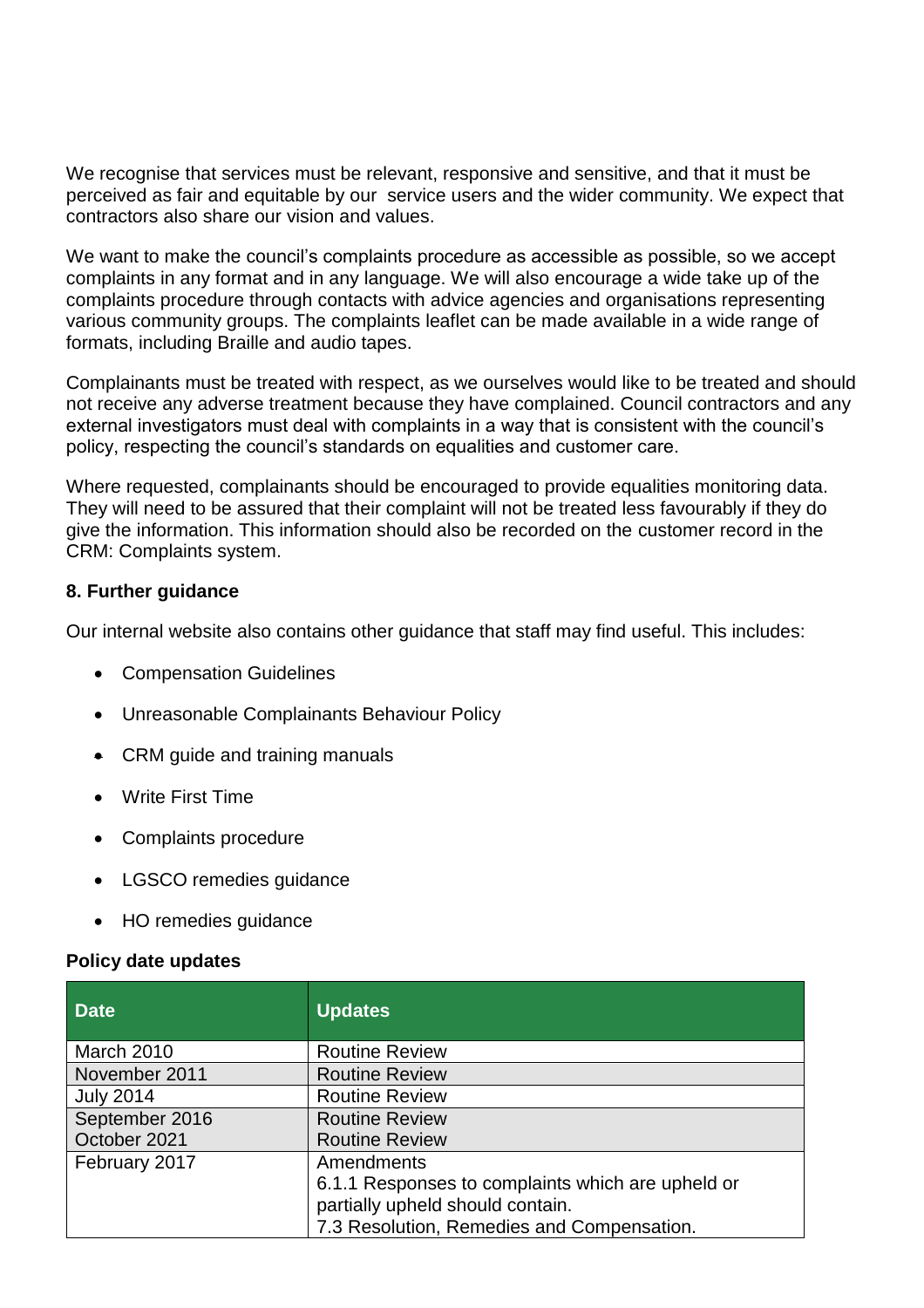We recognise that services must be relevant, responsive and sensitive, and that it must be perceived as fair and equitable by our service users and the wider community. We expect that contractors also share our vision and values.

We want to make the council's complaints procedure as accessible as possible, so we accept complaints in any format and in any language. We will also encourage a wide take up of the complaints procedure through contacts with advice agencies and organisations representing various community groups. The complaints leaflet can be made available in a wide range of formats, including Braille and audio tapes.

Complainants must be treated with respect, as we ourselves would like to be treated and should not receive any adverse treatment because they have complained. Council contractors and any external investigators must deal with complaints in a way that is consistent with the council's policy, respecting the council's standards on equalities and customer care.

Where requested, complainants should be encouraged to provide equalities monitoring data. They will need to be assured that their complaint will not be treated less favourably if they do give the information. This information should also be recorded on the customer record in the CRM: Complaints system.

**8. Further guidance**

Our internal website also contains other guidance that staff may find useful. This includes:

- Compensation Guidelines
- Unreasonable Complainants Behaviour Policy
- CRM guide and training manuals
- Write First Time
- Complaints procedure
- LGSCO remedies guidance
- HO remedies guidance

**Policy date updates**

| Date | Updates |
|---|---|
| March 2010 | Routine Review |
| November 2011 | Routine Review |
| July 2014 | Routine Review |
| September 2016<br>October 2021 | Routine Review<br>Routine Review |
| February 2017 | Amendments<br>6.1.1 Responses to complaints which are upheld or partially upheld should contain.<br>7.3 Resolution, Remedies and Compensation. |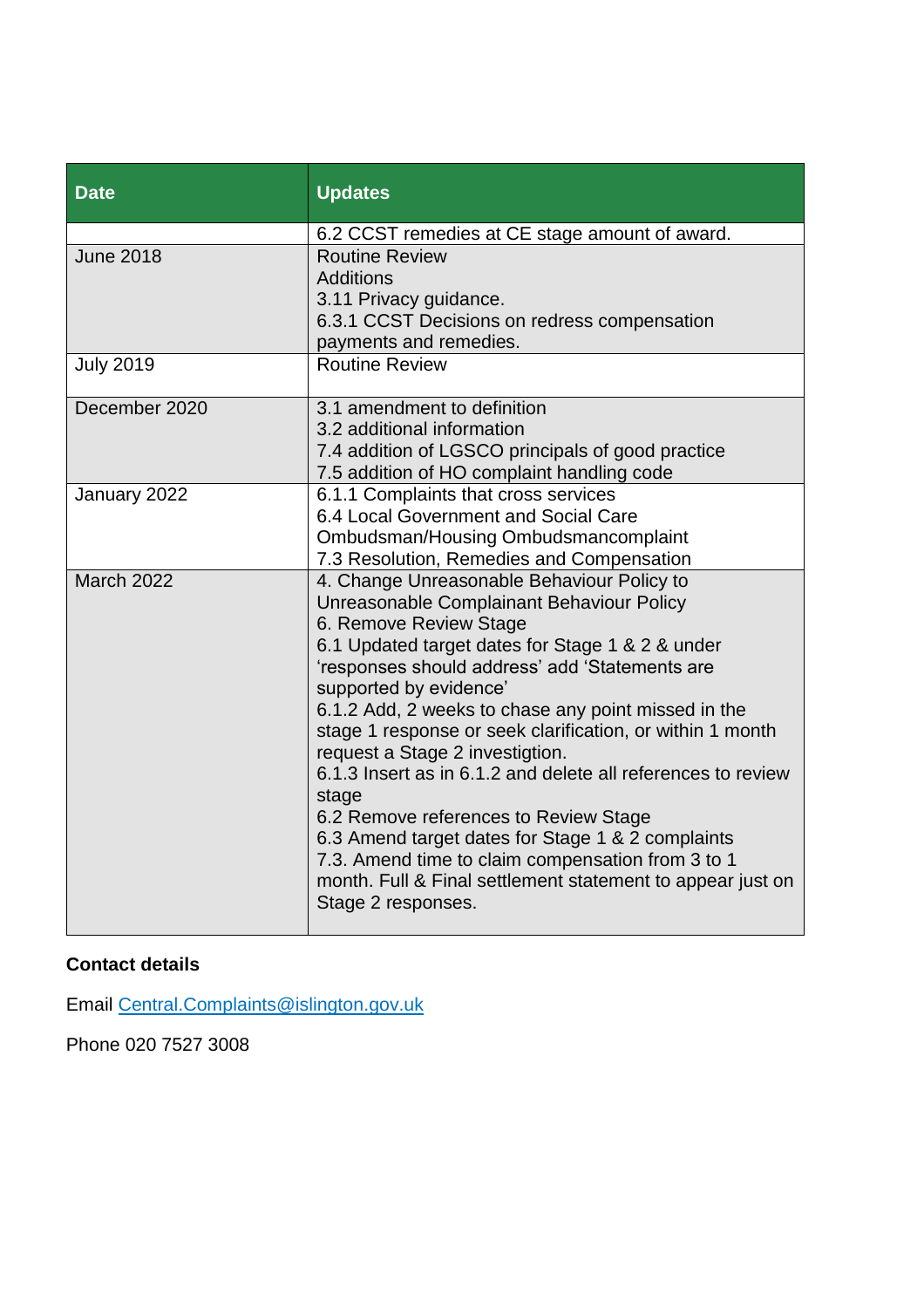| Date | Updates |
|---|---|
| | 6.2 CCST remedies at CE stage amount of award. |
| June 2018 | Routine Review<br>Additions<br>3.11 Privacy guidance.<br>6.3.1 CCST Decisions on redress compensation payments and remedies. |
| July 2019 | Routine Review |
| December 2020 | 3.1 amendment to definition<br>3.2 additional information<br>7.4 addition of LGSCO principals of good practice<br>7.5 addition of HO complaint handling code |
| January 2022 | 6.1.1 Complaints that cross services<br>6.4 Local Government and Social Care Ombudsman/Housing Ombudsmancomplaint<br>7.3 Resolution, Remedies and Compensation |
| March 2022 | 4. Change Unreasonable Behaviour Policy to Unreasonable Complainant Behaviour Policy<br>6. Remove Review Stage<br>6.1 Updated target dates for Stage 1 & 2 & under 'responses should address' add 'Statements are supported by evidence'<br>6.1.2 Add, 2 weeks to chase any point missed in the stage 1 response or seek clarification, or within 1 month request a Stage 2 investigtion.<br>6.1.3 Insert as in 6.1.2 and delete all references to review stage<br>6.2 Remove references to Review Stage<br>6.3 Amend target dates for Stage 1 & 2 complaints<br>7.3. Amend time to claim compensation from 3 to 1 month. Full & Final settlement statement to appear just on Stage 2 responses. |

**Contact details**

Email Central.Complaints@islington.gov.uk

Phone 020 7527 3008